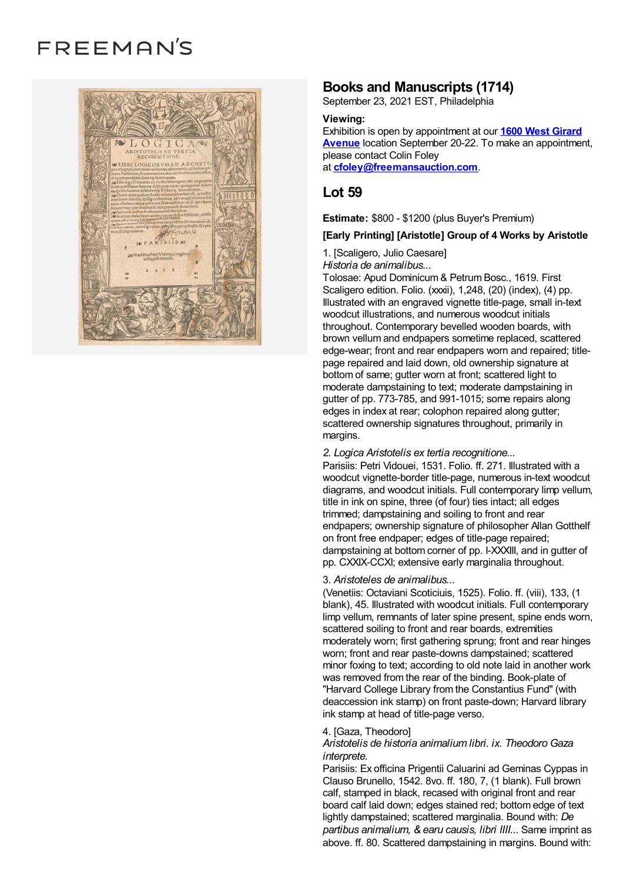# FREEMAN'S

## Books and Manuscripts (1714)

September 23, 2021 EST, Philadelphia

**Viewing:**
Exhibition is open by appointment at our **1600 West Girard Avenue** location September 20-22. To make an appointment, please contact Colin Foley at **cfoley@freemansauction.com**.

## Lot 59

**Estimate:** $800 - $1200 (plus Buyer's Premium)

**[Early Printing] [Aristotle] Group of 4 Works by Aristotle**

1. [Scaligero, Julio Caesare]
*Historia de animalibus...*
Tolosae: Apud Dominicum & Petrum Bosc., 1619. First Scaligero edition. Folio. (xxxii), 1,248, (20) (index), (4) pp. Illustrated with an engraved vignette title-page, small in-text woodcut illustrations, and numerous woodcut initials throughout. Contemporary bevelled wooden boards, with brown vellum and endpapers sometime replaced, scattered edge-wear; front and rear endpapers worn and repaired; title-page repaired and laid down, old ownership signature at bottom of same; gutter worn at front; scattered light to moderate dampstaining to text; moderate dampstaining in gutter of pp. 773-785, and 991-1015; some repairs along edges in index at rear; colophon repaired along gutter; scattered ownership signatures throughout, primarily in margins.

*2. Logica Aristotelis ex tertia recognitione...*
Parisiis: Petri Vidouei, 1531. Folio. ff. 271. Illustrated with a woodcut vignette-border title-page, numerous in-text woodcut diagrams, and woodcut initials. Full contemporary limp vellum, title in ink on spine, three (of four) ties intact; all edges trimmed; dampstaining and soiling to front and rear endpapers; ownership signature of philosopher Allan Gotthelf on front free endpaper; edges of title-page repaired; dampstaining at bottom corner of pp. I-XXXIII, and in gutter of pp. CXXIX-CCXI; extensive early marginalia throughout.

3. *Aristoteles de animalibus...*
(Venetiis: Octaviani Scoticiuis, 1525). Folio. ff. (viii), 133, (1 blank), 45. Illustrated with woodcut initials. Full contemporary limp vellum, remnants of later spine present, spine ends worn, scattered soiling to front and rear boards, extremities moderately worn; first gathering sprung; front and rear hinges worn; front and rear paste-downs dampstained; scattered minor foxing to text; according to old note laid in another work was removed from the rear of the binding. Book-plate of "Harvard College Library from the Constantius Fund" (with deaccession ink stamp) on front paste-down; Harvard library ink stamp at head of title-page verso.

4. [Gaza, Theodoro]
*Aristotelis de historia animalium libri. ix. Theodoro Gaza interprete.*
Parisiis: Ex officina Prigentii Caluarini ad Geminas Cyppas in Clauso Brunello, 1542. 8vo. ff. 180, 7, (1 blank). Full brown calf, stamped in black, recased with original front and rear board calf laid down; edges stained red; bottom edge of text lightly dampstained; scattered marginalia. Bound with: *De partibus animalium, & earu causis, libri IIII...* Same imprint as above. ff. 80. Scattered dampstaining in margins. Bound with: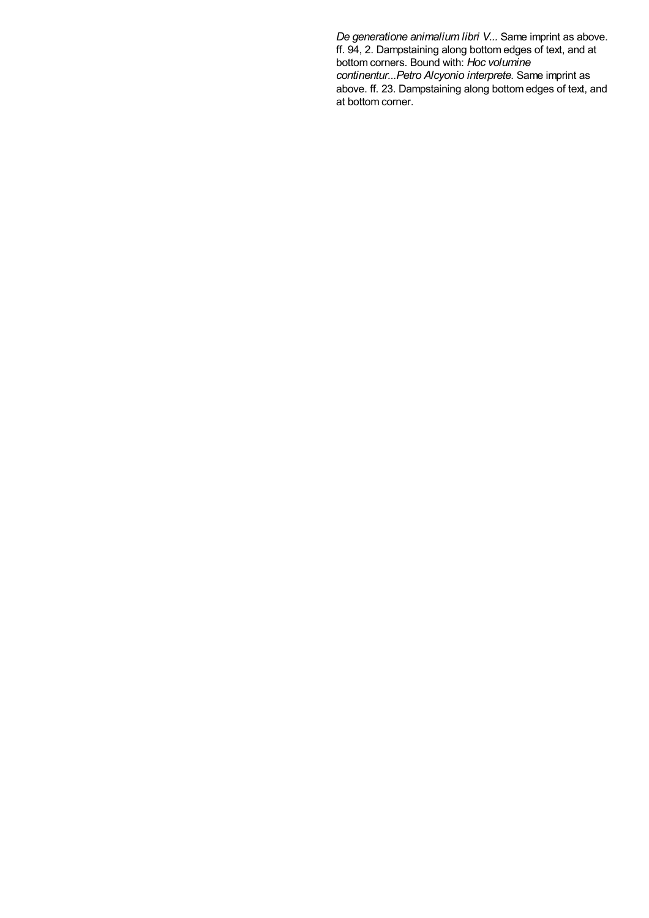*De generatione animalium libri V...* Same imprint as above. ff. 94, 2. Dampstaining along bottom edges of text, and at bottom corners. Bound with: *Hoc volumine continentur...Petro Alcyonio interprete.* Same imprint as above. ff. 23. Dampstaining along bottom edges of text, and at bottom corner.